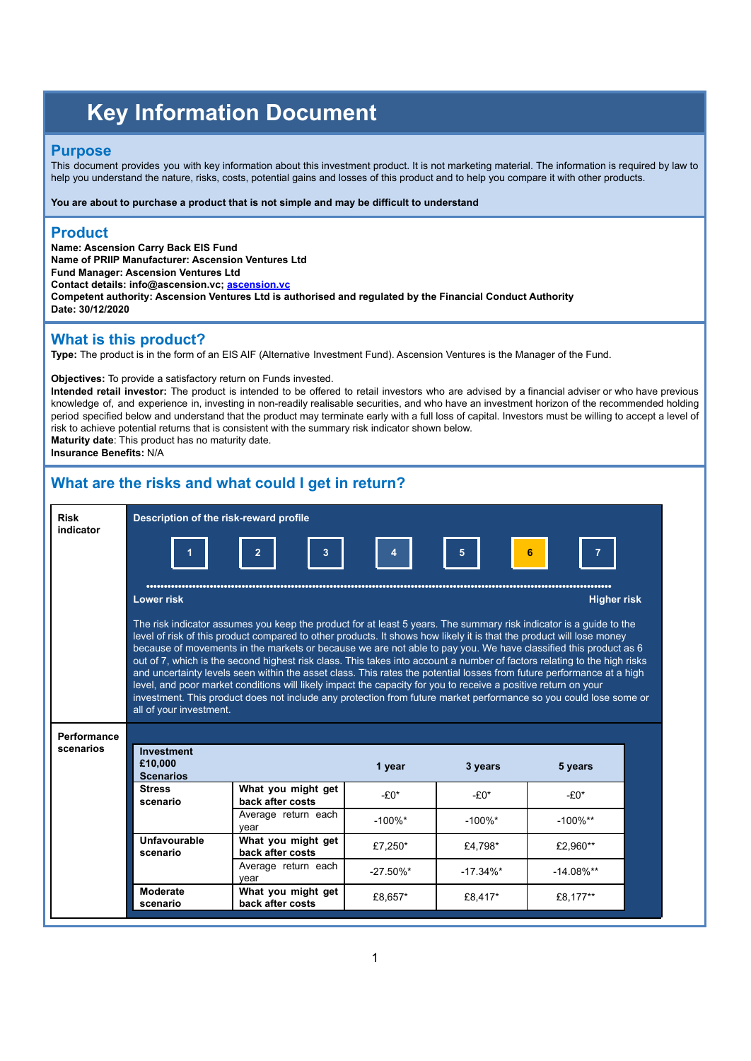# Key Information Document

## Purpose

This document provides you with key information about this investment product. It is not marketing material. The information is required by law to help you understand the nature, risks, costs, potential gains and losses of this product and to help you compare it with other products.

**You are about to purchase a product that is not simple and may be difficult to understand**

## Product

**Name: Ascension Carry Back EIS Fund**
**Name of PRIIP Manufacturer: Ascension Ventures Ltd**
**Fund Manager: Ascension Ventures Ltd**
**Contact details: info@ascension.vc; ascension.vc**
**Competent authority: Ascension Ventures Ltd is authorised and regulated by the Financial Conduct Authority**
**Date: 30/12/2020**

## What is this product?

**Type:** The product is in the form of an EIS AIF (Alternative Investment Fund). Ascension Ventures is the Manager of the Fund.

**Objectives:** To provide a satisfactory return on Funds invested.
**Intended retail investor:** The product is intended to be offered to retail investors who are advised by a financial adviser or who have previous knowledge of, and experience in, investing in non-readily realisable securities, and who have an investment horizon of the recommended holding period specified below and understand that the product may terminate early with a full loss of capital. Investors must be willing to accept a level of risk to achieve potential returns that is consistent with the summary risk indicator shown below.
**Maturity date**: This product has no maturity date.
**Insurance Benefits:** N/A

## What are the risks and what could I get in return?

**Risk indicator**

**Description of the risk-reward profile**

| 1 | 2 | 3 | 4 | 5 | **6** | 7 |
|---|---|---|---|---|---|---|

**Lower risk** ... **Higher risk**

The risk indicator assumes you keep the product for at least 5 years. The summary risk indicator is a guide to the level of risk of this product compared to other products. It shows how likely it is that the product will lose money because of movements in the markets or because we are not able to pay you. We have classified this product as 6 out of 7, which is the second highest risk class. This takes into account a number of factors relating to the high risks and uncertainty levels seen within the asset class. This rates the potential losses from future performance at a high level, and poor market conditions will likely impact the capacity for you to receive a positive return on your investment. This product does not include any protection from future market performance so you could lose some or all of your investment.

**Performance scenarios**

| Investment £10,000 Scenarios | | 1 year | 3 years | 5 years |
|---|---|---|---|---|
| **Stress scenario** | **What you might get back after costs** | -£0* | -£0* | -£0* |
| | Average return each year | -100%* | -100%* | -100%** |
| **Unfavourable scenario** | **What you might get back after costs** | £7,250* | £4,798* | £2,960** |
| | Average return each year | -27.50%* | -17.34%* | -14.08%** |
| **Moderate scenario** | **What you might get back after costs** | £8,657* | £8,417* | £8,177** |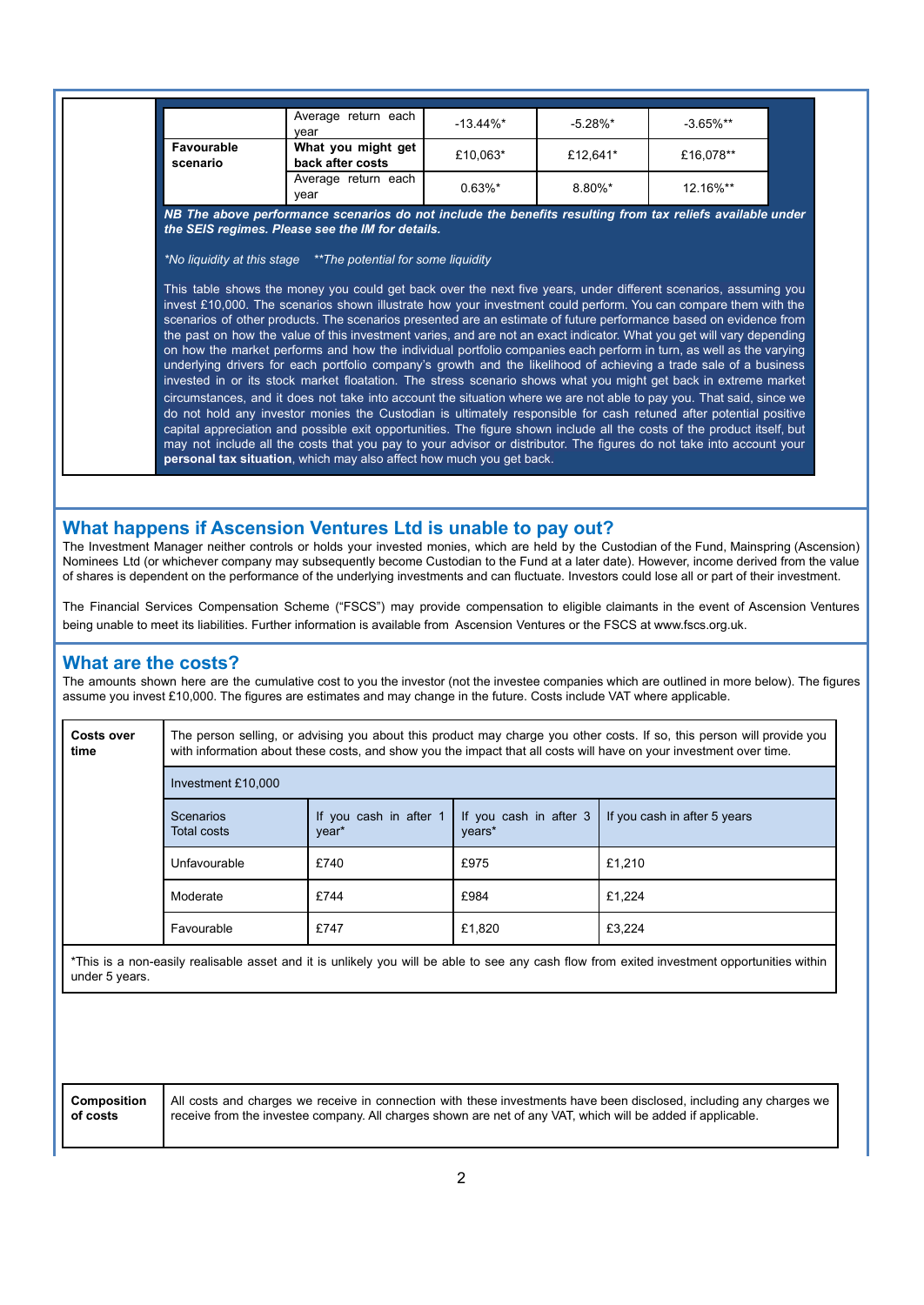| | | | | |
|---|---|---|---|---|
| | Average return each year | -13.44%* | -5.28%* | -3.65%** |
| **Favourable scenario** | **What you might get back after costs** | £10,063* | £12,641* | £16,078** |
| | Average return each year | 0.63%* | 8.80%* | 12.16%** |

***NB The above performance scenarios do not include the benefits resulting from tax reliefs available under the SEIS regimes. Please see the IM for details.***

**No liquidity at this stage* ***The potential for some liquidity*

This table shows the money you could get back over the next five years, under different scenarios, assuming you invest £10,000. The scenarios shown illustrate how your investment could perform. You can compare them with the scenarios of other products. The scenarios presented are an estimate of future performance based on evidence from the past on how the value of this investment varies, and are not an exact indicator. What you get will vary depending on how the market performs and how the individual portfolio companies each perform in turn, as well as the varying underlying drivers for each portfolio company's growth and the likelihood of achieving a trade sale of a business invested in or its stock market floatation. The stress scenario shows what you might get back in extreme market circumstances, and it does not take into account the situation where we are not able to pay you. That said, since we do not hold any investor monies the Custodian is ultimately responsible for cash retuned after potential positive capital appreciation and possible exit opportunities. The figure shown include all the costs of the product itself, but may not include all the costs that you pay to your advisor or distributor. The figures do not take into account your **personal tax situation**, which may also affect how much you get back.

## What happens if Ascension Ventures Ltd is unable to pay out?

The Investment Manager neither controls or holds your invested monies, which are held by the Custodian of the Fund, Mainspring (Ascension) Nominees Ltd (or whichever company may subsequently become Custodian to the Fund at a later date). However, income derived from the value of shares is dependent on the performance of the underlying investments and can fluctuate. Investors could lose all or part of their investment.

The Financial Services Compensation Scheme ("FSCS") may provide compensation to eligible claimants in the event of Ascension Ventures being unable to meet its liabilities. Further information is available from Ascension Ventures or the FSCS at www.fscs.org.uk.

## What are the costs?

The amounts shown here are the cumulative cost to you the investor (not the investee companies which are outlined in more below). The figures assume you invest £10,000. The figures are estimates and may change in the future. Costs include VAT where applicable.

| **Costs over time** | The person selling, or advising you about this product may charge you other costs. If so, this person will provide you with information about these costs, and show you the impact that all costs will have on your investment over time. | | | |
|---|---|---|---|---|
| | Investment £10,000 | | | |
| | Scenarios Total costs | If you cash in after 1 year* | If you cash in after 3 years* | If you cash in after 5 years |
| | Unfavourable | £740 | £975 | £1,210 |
| | Moderate | £744 | £984 | £1,224 |
| | Favourable | £747 | £1,820 | £3,224 |

*This is a non-easily realisable asset and it is unlikely you will be able to see any cash flow from exited investment opportunities within under 5 years.

| **Composition of costs** | All costs and charges we receive in connection with these investments have been disclosed, including any charges we receive from the investee company. All charges shown are net of any VAT, which will be added if applicable. |
|---|---|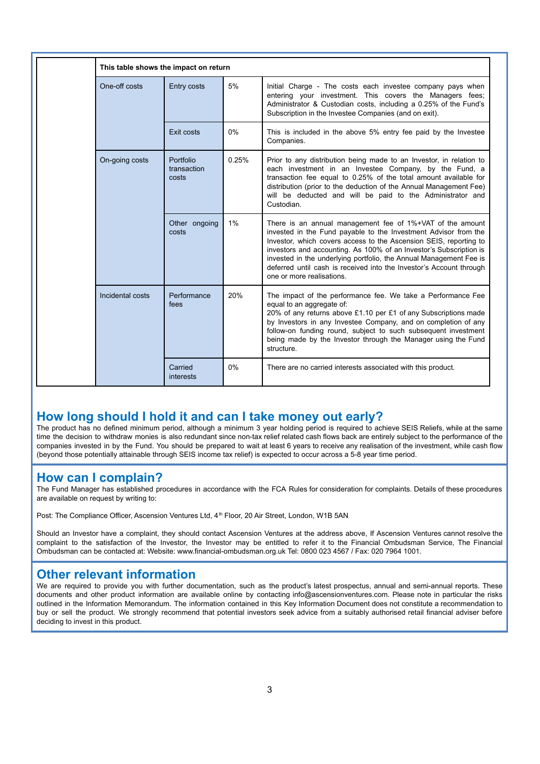| | This table shows the impact on return | | | |
|---|---|---|---|---|
| | One-off costs | Entry costs | 5% | Initial Charge - The costs each investee company pays when entering your investment. This covers the Managers fees; Administrator & Custodian costs, including a 0.25% of the Fund's Subscription in the Investee Companies (and on exit). |
| | | Exit costs | 0% | This is included in the above 5% entry fee paid by the Investee Companies. |
| | On-going costs | Portfolio transaction costs | 0.25% | Prior to any distribution being made to an Investor, in relation to each investment in an Investee Company, by the Fund, a transaction fee equal to 0.25% of the total amount available for distribution (prior to the deduction of the Annual Management Fee) will be deducted and will be paid to the Administrator and Custodian. |
| | | Other ongoing costs | 1% | There is an annual management fee of 1%+VAT of the amount invested in the Fund payable to the Investment Advisor from the Investor, which covers access to the Ascension SEIS, reporting to investors and accounting. As 100% of an Investor's Subscription is invested in the underlying portfolio, the Annual Management Fee is deferred until cash is received into the Investor's Account through one or more realisations. |
| | Incidental costs | Performance fees | 20% | The impact of the performance fee. We take a Performance Fee equal to an aggregate of: 20% of any returns above £1.10 per £1 of any Subscriptions made by Investors in any Investee Company, and on completion of any follow-on funding round, subject to such subsequent investment being made by the Investor through the Manager using the Fund structure. |
| | | Carried interests | 0% | There are no carried interests associated with this product. |

## How long should I hold it and can I take money out early?

The product has no defined minimum period, although a minimum 3 year holding period is required to achieve SEIS Reliefs, while at the same time the decision to withdraw monies is also redundant since non-tax relief related cash flows back are entirely subject to the performance of the companies invested in by the Fund. You should be prepared to wait at least 6 years to receive any realisation of the investment, while cash flow (beyond those potentially attainable through SEIS income tax relief) is expected to occur across a 5-8 year time period.

## How can I complain?

The Fund Manager has established procedures in accordance with the FCA Rules for consideration for complaints. Details of these procedures are available on request by writing to:

Post: The Compliance Officer, Ascension Ventures Ltd, 4th Floor, 20 Air Street, London, W1B 5AN

Should an Investor have a complaint, they should contact Ascension Ventures at the address above, If Ascension Ventures cannot resolve the complaint to the satisfaction of the Investor, the Investor may be entitled to refer it to the Financial Ombudsman Service, The Financial Ombudsman can be contacted at: Website: www.financial-ombudsman.org.uk Tel: 0800 023 4567 / Fax: 020 7964 1001.

## Other relevant information

We are required to provide you with further documentation, such as the product's latest prospectus, annual and semi-annual reports. These documents and other product information are available online by contacting info@ascensionventures.com. Please note in particular the risks outlined in the Information Memorandum. The information contained in this Key Information Document does not constitute a recommendation to buy or sell the product. We strongly recommend that potential investors seek advice from a suitably authorised retail financial adviser before deciding to invest in this product.